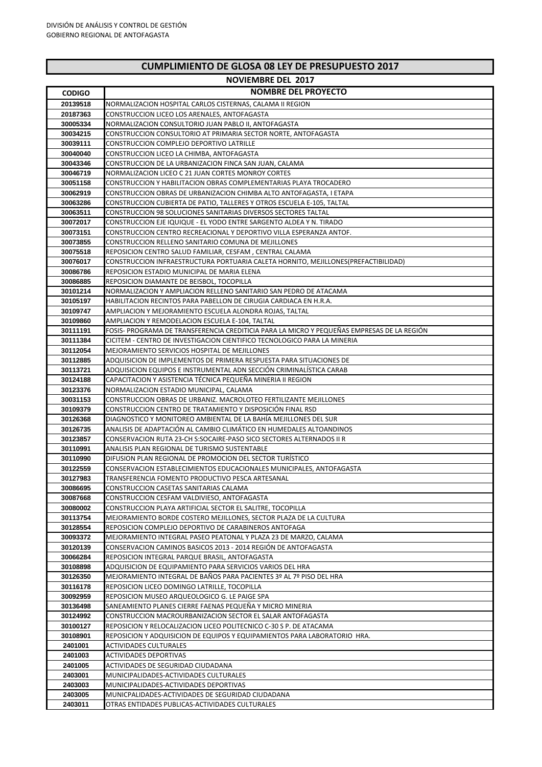DIVISIÓN DE ANÁLISIS Y CONTROL DE GESTIÓN
GOBIERNO REGIONAL DE ANTOFAGASTA

# CUMPLIMIENTO DE GLOSA 08 LEY DE PRESUPUESTO 2017

## NOVIEMBRE DEL 2017

| CODIGO | NOMBRE DEL PROYECTO |
|---|---|
| 20139518 | NORMALIZACION HOSPITAL CARLOS CISTERNAS, CALAMA II REGION |
| 20187363 | CONSTRUCCION LICEO LOS ARENALES, ANTOFAGASTA |
| 30005334 | NORMALIZACION CONSULTORIO JUAN PABLO II, ANTOFAGASTA |
| 30034215 | CONSTRUCCION CONSULTORIO AT PRIMARIA SECTOR NORTE, ANTOFAGASTA |
| 30039111 | CONSTRUCCION COMPLEJO DEPORTIVO LATRILLE |
| 30040040 | CONSTRUCCION LICEO LA CHIMBA, ANTOFAGASTA |
| 30043346 | CONSTRUCCION DE LA URBANIZACION FINCA SAN JUAN, CALAMA |
| 30046719 | NORMALIZACION LICEO C 21 JUAN CORTES MONROY CORTES |
| 30051158 | CONSTRUCCION Y HABILITACION OBRAS COMPLEMENTARIAS PLAYA TROCADERO |
| 30062919 | CONSTRUCCION OBRAS DE URBANIZACION CHIMBA ALTO ANTOFAGASTA, I ETAPA |
| 30063286 | CONSTRUCCION CUBIERTA DE PATIO, TALLERES Y OTROS ESCUELA E-105, TALTAL |
| 30063511 | CONSTRUCCION 98 SOLUCIONES SANITARIAS DIVERSOS SECTORES TALTAL |
| 30072017 | CONSTRUCCION EJE IQUIQUE - EL YODO ENTRE SARGENTO ALDEA Y N. TIRADO |
| 30073151 | CONSTRUCCION CENTRO RECREACIONAL Y DEPORTIVO VILLA ESPERANZA ANTOF. |
| 30073855 | CONSTRUCCION RELLENO SANITARIO COMUNA DE MEJILLONES |
| 30075518 | REPOSICION CENTRO SALUD FAMILIAR, CESFAM , CENTRAL CALAMA |
| 30076017 | CONSTRUCCION INFRAESTRUCTURA PORTUARIA CALETA HORNITO, MEJILLONES(PREFACTIBILIDAD) |
| 30086786 | REPOSICION ESTADIO MUNICIPAL DE MARIA ELENA |
| 30086885 | REPOSICION DIAMANTE DE BEISBOL, TOCOPILLA |
| 30101214 | NORMALIZACION Y AMPLIACION RELLENO SANITARIO SAN PEDRO DE ATACAMA |
| 30105197 | HABILITACION RECINTOS PARA PABELLON DE CIRUGIA CARDIACA EN H.R.A. |
| 30109747 | AMPLIACION Y MEJORAMIENTO ESCUELA ALONDRA ROJAS, TALTAL |
| 30109860 | AMPLIACION Y REMODELACION ESCUELA E-104, TALTAL |
| 30111191 | FOSIS- PROGRAMA DE TRANSFERENCIA CREDITICIA PARA LA MICRO Y PEQUEÑAS EMPRESAS DE LA REGIÓN |
| 30111384 | CICITEM - CENTRO DE INVESTIGACION CIENTIFICO TECNOLOGICO PARA LA MINERIA |
| 30112054 | MEJORAMIENTO SERVICIOS HOSPITAL DE MEJILLONES |
| 30112885 | ADQUISICION DE IMPLEMENTOS DE PRIMERA RESPUESTA PARA SITUACIONES DE |
| 30113721 | ADQUISICION EQUIPOS E INSTRUMENTAL ADN SECCIÓN CRIMINALÍSTICA CARAB |
| 30124188 | CAPACITACION Y ASISTENCIA TÉCNICA PEQUEÑA MINERIA II REGION |
| 30123376 | NORMALIZACION ESTADIO MUNICIPAL, CALAMA |
| 30031153 | CONSTRUCCION OBRAS DE URBANIZ. MACROLOTEO FERTILIZANTE MEJILLONES |
| 30109379 | CONSTRUCCION CENTRO DE TRATAMIENTO Y DISPOSICIÓN FINAL RSD |
| 30126368 | DIAGNOSTICO Y MONITOREO AMBIENTAL DE LA BAHÍA MEJILLONES DEL SUR |
| 30126735 | ANALISIS DE ADAPTACIÓN AL CAMBIO CLIMÁTICO EN HUMEDALES ALTOANDINOS |
| 30123857 | CONSERVACION RUTA 23-CH S:SOCAIRE-PASO SICO SECTORES ALTERNADOS II R |
| 30110991 | ANALISIS PLAN REGIONAL DE TURISMO SUSTENTABLE |
| 30110990 | DIFUSION PLAN REGIONAL DE PROMOCION DEL SECTOR TURÍSTICO |
| 30122559 | CONSERVACION ESTABLECIMIENTOS EDUCACIONALES MUNICIPALES, ANTOFAGASTA |
| 30127983 | TRANSFERENCIA FOMENTO PRODUCTIVO PESCA ARTESANAL |
| 30086695 | CONSTRUCCION CASETAS SANITARIAS CALAMA |
| 30087668 | CONSTRUCCION CESFAM VALDIVIESO, ANTOFAGASTA |
| 30080002 | CONSTRUCCION PLAYA ARTIFICIAL SECTOR EL SALITRE, TOCOPILLA |
| 30113754 | MEJORAMIENTO BORDE COSTERO MEJILLONES, SECTOR PLAZA DE LA CULTURA |
| 30128554 | REPOSICION COMPLEJO DEPORTIVO DE CARABINEROS ANTOFAGA |
| 30093372 | MEJORAMIENTO INTEGRAL PASEO PEATONAL Y PLAZA 23 DE MARZO, CALAMA |
| 30120139 | CONSERVACION CAMINOS BASICOS 2013 - 2014 REGIÓN DE ANTOFAGASTA |
| 30066284 | REPOSICION INTEGRAL PARQUE BRASIL, ANTOFAGASTA |
| 30108898 | ADQUISICION DE EQUIPAMIENTO PARA SERVICIOS VARIOS DEL HRA |
| 30126350 | MEJORAMIENTO INTEGRAL DE BAÑOS PARA PACIENTES 3º AL 7º PISO DEL HRA |
| 30116178 | REPOSICION LICEO DOMINGO LATRILLE, TOCOPILLA |
| 30092959 | REPOSICION MUSEO ARQUEOLOGICO G. LE PAIGE SPA |
| 30136498 | SANEAMIENTO PLANES CIERRE FAENAS PEQUEÑA Y MICRO MINERIA |
| 30124992 | CONSTRUCCION MACROURBANIZACION SECTOR EL SALAR ANTOFAGASTA |
| 30100127 | REPOSICION Y RELOCALIZACION LICEO POLITECNICO C-30 S P. DE ATACAMA |
| 30108901 | REPOSICION Y ADQUISICION DE EQUIPOS Y EQUIPAMIENTOS PARA LABORATORIO HRA. |
| 2401001 | ACTIVIDADES CULTURALES |
| 2401003 | ACTIVIDADES DEPORTIVAS |
| 2401005 | ACTIVIDADES DE SEGURIDAD CIUDADANA |
| 2403001 | MUNICIPALIDADES-ACTIVIDADES CULTURALES |
| 2403003 | MUNICIPALIDADES-ACTIVIDADES DEPORTIVAS |
| 2403005 | MUNICPALIDADES-ACTIVIDADES DE SEGURIDAD CIUDADANA |
| 2403011 | OTRAS ENTIDADES PUBLICAS-ACTIVIDADES CULTURALES |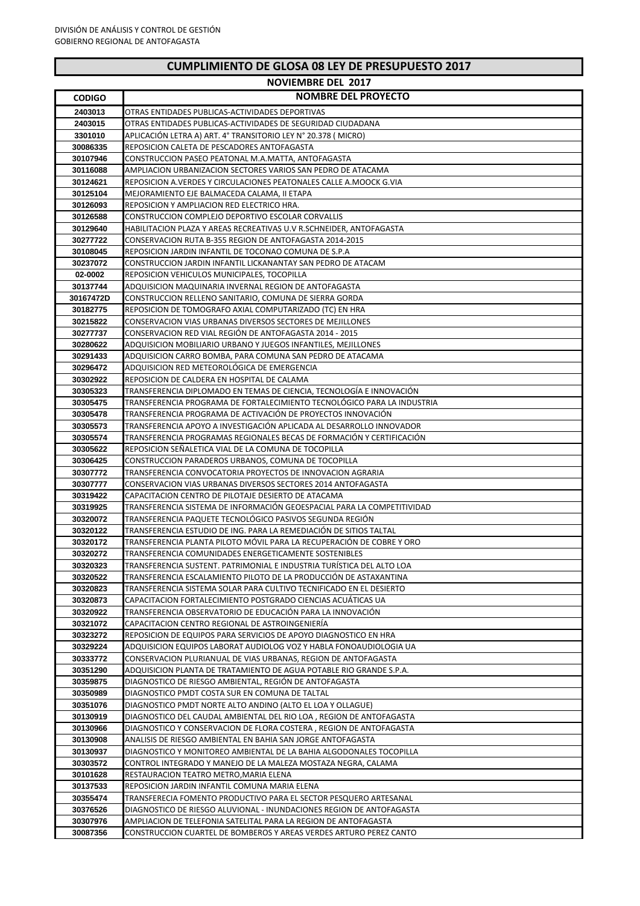DIVISIÓN DE ANÁLISIS Y CONTROL DE GESTIÓN
GOBIERNO REGIONAL DE ANTOFAGASTA

## CUMPLIMIENTO DE GLOSA 08 LEY DE PRESUPUESTO 2017

### NOVIEMBRE DEL 2017

| CODIGO | NOMBRE DEL PROYECTO |
|---|---|
| 2403013 | OTRAS ENTIDADES PUBLICAS-ACTIVIDADES DEPORTIVAS |
| 2403015 | OTRAS ENTIDADES PUBLICAS-ACTIVIDADES DE SEGURIDAD CIUDADANA |
| 3301010 | APLICACIÓN LETRA A) ART. 4° TRANSITORIO LEY N° 20.378 ( MICRO) |
| 30086335 | REPOSICION CALETA DE PESCADORES ANTOFAGASTA |
| 30107946 | CONSTRUCCION PASEO PEATONAL M.A.MATTA, ANTOFAGASTA |
| 30116088 | AMPLIACION URBANIZACION SECTORES VARIOS SAN PEDRO DE ATACAMA |
| 30124621 | REPOSICION A.VERDES Y CIRCULACIONES PEATONALES CALLE A.MOOCK G.VIA |
| 30125104 | MEJORAMIENTO EJE BALMACEDA CALAMA, II ETAPA |
| 30126093 | REPOSICION Y AMPLIACION RED ELECTRICO HRA. |
| 30126588 | CONSTRUCCION COMPLEJO DEPORTIVO ESCOLAR CORVALLIS |
| 30129640 | HABILITACION PLAZA Y AREAS RECREATIVAS U.V R.SCHNEIDER, ANTOFAGASTA |
| 30277722 | CONSERVACION RUTA B-355 REGION DE ANTOFAGASTA 2014-2015 |
| 30108045 | REPOSICION JARDIN INFANTIL DE TOCONAO COMUNA DE S.P.A |
| 30237072 | CONSTRUCCION JARDIN INFANTIL LICKANANTAY SAN PEDRO DE ATACAM |
| 02-0002 | REPOSICION VEHICULOS MUNICIPALES, TOCOPILLA |
| 30137744 | ADQUISICION MAQUINARIA INVERNAL REGION DE ANTOFAGASTA |
| 30167472D | CONSTRUCCION RELLENO SANITARIO, COMUNA DE SIERRA GORDA |
| 30182775 | REPOSICION DE TOMOGRAFO AXIAL COMPUTARIZADO (TC) EN HRA |
| 30215822 | CONSERVACION VIAS URBANAS DIVERSOS SECTORES DE MEJILLONES |
| 30277737 | CONSERVACION RED VIAL REGIÓN DE ANTOFAGASTA 2014 - 2015 |
| 30280622 | ADQUISICION MOBILIARIO URBANO Y JUEGOS INFANTILES, MEJILLONES |
| 30291433 | ADQUISICION CARRO BOMBA, PARA COMUNA SAN PEDRO DE ATACAMA |
| 30296472 | ADQUISICION RED METEOROLÓGICA DE EMERGENCIA |
| 30302922 | REPOSICION DE CALDERA EN HOSPITAL DE CALAMA |
| 30305323 | TRANSFERENCIA DIPLOMADO EN TEMAS DE CIENCIA, TECNOLOGÍA E INNOVACIÓN |
| 30305475 | TRANSFERENCIA PROGRAMA DE FORTALECIMIENTO TECNOLÓGICO PARA LA INDUSTRIA |
| 30305478 | TRANSFERENCIA PROGRAMA DE ACTIVACIÓN DE PROYECTOS INNOVACIÓN |
| 30305573 | TRANSFERENCIA APOYO A INVESTIGACIÓN APLICADA AL DESARROLLO INNOVADOR |
| 30305574 | TRANSFERENCIA PROGRAMAS REGIONALES BECAS DE FORMACIÓN Y CERTIFICACIÓN |
| 30305622 | REPOSICION SEÑALETICA VIAL DE LA COMUNA DE TOCOPILLA |
| 30306425 | CONSTRUCCION PARADEROS URBANOS, COMUNA DE TOCOPILLA |
| 30307772 | TRANSFERENCIA CONVOCATORIA PROYECTOS DE INNOVACION AGRARIA |
| 30307777 | CONSERVACION VIAS URBANAS DIVERSOS SECTORES 2014 ANTOFAGASTA |
| 30319422 | CAPACITACION CENTRO DE PILOTAJE DESIERTO DE ATACAMA |
| 30319925 | TRANSFERENCIA SISTEMA DE INFORMACIÓN GEOESPACIAL PARA LA COMPETITIVIDAD |
| 30320072 | TRANSFERENCIA PAQUETE TECNOLÓGICO PASIVOS SEGUNDA REGIÓN |
| 30320122 | TRANSFERENCIA ESTUDIO DE ING. PARA LA REMEDIACIÓN DE SITIOS TALTAL |
| 30320172 | TRANSFERENCIA PLANTA PILOTO MÓVIL PARA LA RECUPERACIÓN DE COBRE Y ORO |
| 30320272 | TRANSFERENCIA COMUNIDADES ENERGETICAMENTE SOSTENIBLES |
| 30320323 | TRANSFERENCIA SUSTENT. PATRIMONIAL E INDUSTRIA TURÍSTICA DEL ALTO LOA |
| 30320522 | TRANSFERENCIA ESCALAMIENTO PILOTO DE LA PRODUCCIÓN DE ASTAXANTINA |
| 30320823 | TRANSFERENCIA SISTEMA SOLAR PARA CULTIVO TECNIFICADO EN EL DESIERTO |
| 30320873 | CAPACITACION FORTALECIMIENTO POSTGRADO CIENCIAS ACUÁTICAS UA |
| 30320922 | TRANSFERENCIA OBSERVATORIO DE EDUCACIÓN PARA LA INNOVACIÓN |
| 30321072 | CAPACITACION CENTRO REGIONAL DE ASTROINGENIERÍA |
| 30323272 | REPOSICION DE EQUIPOS PARA SERVICIOS DE APOYO DIAGNOSTICO EN HRA |
| 30329224 | ADQUISICION EQUIPOS LABORAT AUDIOLOG VOZ Y HABLA FONOAUDIOLOGIA UA |
| 30333772 | CONSERVACION PLURIANUAL DE VIAS URBANAS, REGION DE ANTOFAGASTA |
| 30351290 | ADQUISICION PLANTA DE TRATAMIENTO DE AGUA POTABLE RIO GRANDE S.P.A. |
| 30359875 | DIAGNOSTICO DE RIESGO AMBIENTAL, REGIÓN DE ANTOFAGASTA |
| 30350989 | DIAGNOSTICO PMDT COSTA SUR EN COMUNA DE TALTAL |
| 30351076 | DIAGNOSTICO PMDT NORTE ALTO ANDINO (ALTO EL LOA Y OLLAGUE) |
| 30130919 | DIAGNOSTICO DEL CAUDAL AMBIENTAL DEL RIO LOA , REGION DE ANTOFAGASTA |
| 30130966 | DIAGNOSTICO Y CONSERVACION DE FLORA COSTERA , REGION DE ANTOFAGASTA |
| 30130908 | ANALISIS DE RIESGO AMBIENTAL EN BAHIA SAN JORGE ANTOFAGASTA |
| 30130937 | DIAGNOSTICO Y MONITOREO AMBIENTAL DE LA BAHIA ALGODONALES TOCOPILLA |
| 30303572 | CONTROL INTEGRADO Y MANEJO DE LA MALEZA MOSTAZA NEGRA, CALAMA |
| 30101628 | RESTAURACION TEATRO METRO,MARIA ELENA |
| 30137533 | REPOSICION JARDIN INFANTIL COMUNA MARIA ELENA |
| 30355474 | TRANSFERECIA FOMENTO PRODUCTIVO PARA EL SECTOR PESQUERO ARTESANAL |
| 30376526 | DIAGNOSTICO DE RIESGO ALUVIONAL - INUNDACIONES REGION DE ANTOFAGASTA |
| 30307976 | AMPLIACION DE TELEFONIA SATELITAL PARA LA REGION DE ANTOFAGASTA |
| 30087356 | CONSTRUCCION CUARTEL DE BOMBEROS Y AREAS VERDES ARTURO PEREZ CANTO |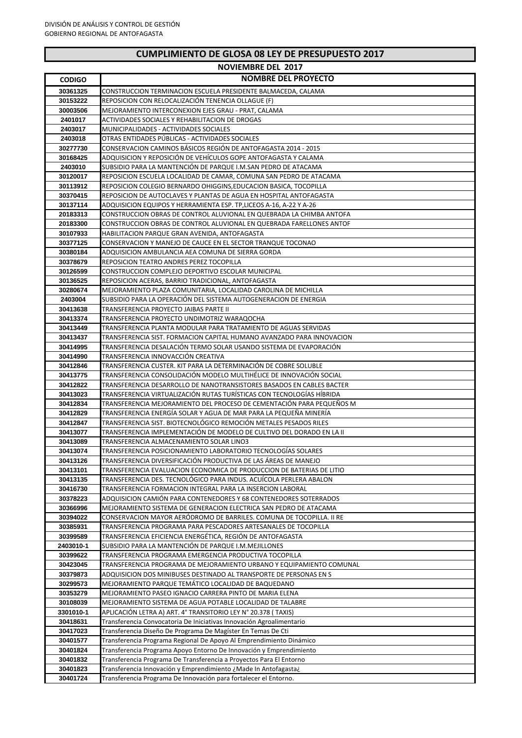DIVISIÓN DE ANÁLISIS Y CONTROL DE GESTIÓN
GOBIERNO REGIONAL DE ANTOFAGASTA

# CUMPLIMIENTO DE GLOSA 08 LEY DE PRESUPUESTO 2017

## NOVIEMBRE DEL 2017

| CODIGO | NOMBRE DEL PROYECTO |
|---|---|
| 30361325 | CONSTRUCCION TERMINACION ESCUELA PRESIDENTE BALMACEDA, CALAMA |
| 30153222 | REPOSICION CON RELOCALIZACIÓN TENENCIA OLLAGUE (F) |
| 30003506 | MEJORAMIENTO INTERCONEXION EJES GRAU - PRAT, CALAMA |
| 2401017 | ACTIVIDADES SOCIALES Y REHABILITACION DE DROGAS |
| 2403017 | MUNICIPALIDADES - ACTIVIDADES SOCIALES |
| 2403018 | OTRAS ENTIDADES PÚBLICAS - ACTIVIDADES SOCIALES |
| 30277730 | CONSERVACION CAMINOS BÁSICOS REGIÓN DE ANTOFAGASTA 2014 - 2015 |
| 30168425 | ADQUISICION Y REPOSICIÓN DE VEHÍCULOS GOPE ANTOFAGASTA Y CALAMA |
| 2403010 | SUBSIDIO PARA LA MANTENCIÓN DE PARQUE I.M.SAN PEDRO DE ATACAMA |
| 30120017 | REPOSICION ESCUELA LOCALIDAD DE CAMAR, COMUNA SAN PEDRO DE ATACAMA |
| 30113912 | REPOSICION COLEGIO BERNARDO OHIGGINS,EDUCACION BASICA, TOCOPILLA |
| 30370415 | REPOSICION DE AUTOCLAVES Y PLANTAS DE AGUA EN HOSPITAL ANTOFAGASTA |
| 30137114 | ADQUISICION EQUIPOS Y HERRAMIENTA ESP. TP,LICEOS A-16, A-22 Y A-26 |
| 20183313 | CONSTRUCCION OBRAS DE CONTROL ALUVIONAL EN QUEBRADA LA CHIMBA ANTOFA |
| 20183300 | CONSTRUCCION OBRAS DE CONTROL ALUVIONAL EN QUEBRADA FARELLONES ANTOF |
| 30107933 | HABILITACION PARQUE GRAN AVENIDA, ANTOFAGASTA |
| 30377125 | CONSERVACION Y MANEJO DE CAUCE EN EL SECTOR TRANQUE TOCONAO |
| 30380184 | ADQUISICION AMBULANCIA AEA COMUNA DE SIERRA GORDA |
| 30378679 | REPOSICION TEATRO ANDRES PEREZ TOCOPILLA |
| 30126599 | CONSTRUCCION COMPLEJO DEPORTIVO ESCOLAR MUNICIPAL |
| 30136525 | REPOSICION ACERAS, BARRIO TRADICIONAL, ANTOFAGASTA |
| 30280674 | MEJORAMIENTO PLAZA COMUNITARIA, LOCALIDAD CAROLINA DE MICHILLA |
| 2403004 | SUBSIDIO PARA LA OPERACIÓN DEL SISTEMA AUTOGENERACION DE ENERGIA |
| 30413638 | TRANSFERENCIA PROYECTO JAIBAS PARTE II |
| 30413374 | TRANSFERENCIA PROYECTO UNDIMOTRIZ WARAQOCHA |
| 30413449 | TRANSFERENCIA PLANTA MODULAR PARA TRATAMIENTO DE AGUAS SERVIDAS |
| 30413437 | TRANSFERENCIA SIST. FORMACION CAPITAL HUMANO AVANZADO PARA INNOVACION |
| 30414995 | TRANSFERENCIA DESALACIÓN TERMO SOLAR USANDO SISTEMA DE EVAPORACIÓN |
| 30414990 | TRANSFERENCIA INNOVACCIÓN CREATIVA |
| 30412846 | TRANSFERENCIA CUSTER. KIT PARA LA DETERMINACIÓN DE COBRE SOLUBLE |
| 30413775 | TRANSFERENCIA CONSOLIDACIÓN MODELO MULTIHÉLICE DE INNOVACIÓN SOCIAL |
| 30412822 | TRANSFERENCIA DESARROLLO DE NANOTRANSISTORES BASADOS EN CABLES BACTER |
| 30413023 | TRANSFERENCIA VIRTUALIZACIÓN RUTAS TURÍSTICAS CON TECNOLOGÍAS HÍBRIDA |
| 30412834 | TRANSFERENCIA MEJORAMIENTO DEL PROCESO DE CEMENTACIÓN PARA PEQUEÑOS M |
| 30412829 | TRANSFERENCIA ENERGÍA SOLAR Y AGUA DE MAR PARA LA PEQUEÑA MINERÍA |
| 30412847 | TRANSFERENCIA SIST. BIOTECNOLÓGICO REMOCIÓN METALES PESADOS RILES |
| 30413077 | TRANSFERENCIA IMPLEMENTACIÓN DE MODELO DE CULTIVO DEL DORADO EN LA II |
| 30413089 | TRANSFERENCIA ALMACENAMIENTO SOLAR LINO3 |
| 30413074 | TRANSFERENCIA POSICIONAMIENTO LABORATORIO TECNOLOGÍAS SOLARES |
| 30413126 | TRANSFERENCIA DIVERSIFICACIÓN PRODUCTIVA DE LAS ÁREAS DE MANEJO |
| 30413101 | TRANSFERENCIA EVALUACION ECONOMICA DE PRODUCCION DE BATERIAS DE LITIO |
| 30413135 | TRANSFERENCIA DES. TECNOLÓGICO PARA INDUS. ACUÍCOLA PERLERA ABALON |
| 30416730 | TRANSFERENCIA FORMACION INTEGRAL PARA LA INSERCION LABORAL |
| 30378223 | ADQUISICION CAMIÓN PARA CONTENEDORES Y 68 CONTENEDORES SOTERRADOS |
| 30366996 | MEJORAMIENTO SISTEMA DE GENERACION ELECTRICA SAN PEDRO DE ATACAMA |
| 30394022 | CONSERVACION MAYOR AERÓDROMO DE BARRILES. COMUNA DE TOCOPILLA. II RE |
| 30385931 | TRANSFERENCIA PROGRAMA PARA PESCADORES ARTESANALES DE TOCOPILLA |
| 30399589 | TRANSFERENCIA EFICIENCIA ENERGÉTICA, REGIÓN DE ANTOFAGASTA |
| 2403010-1 | SUBSIDIO PARA LA MANTENCIÓN DE PARQUE I.M.MEJILLONES |
| 30399622 | TRANSFERENCIA PROGRAMA EMERGENCIA PRODUCTIVA TOCOPILLA |
| 30423045 | TRANSFERENCIA PROGRAMA DE MEJORAMIENTO URBANO Y EQUIPAMIENTO COMUNAL |
| 30379873 | ADQUISICION DOS MINIBUSES DESTINADO AL TRANSPORTE DE PERSONAS EN S |
| 30299573 | MEJORAMIENTO PARQUE TEMÁTICO LOCALIDAD DE BAQUEDANO |
| 30353279 | MEJORAMIENTO PASEO IGNACIO CARRERA PINTO DE MARIA ELENA |
| 30108039 | MEJORAMIENTO SISTEMA DE AGUA POTABLE LOCALIDAD DE TALABRE |
| 3301010-1 | APLICACIÓN LETRA A) ART. 4° TRANSITORIO LEY N° 20.378 ( TAXIS) |
| 30418631 | Transferencia Convocatoria De Iniciativas Innovación Agroalimentario |
| 30417023 | Transferencia Diseño De Programa De Magíster En Temas De Cti |
| 30401577 | Transferencia Programa Regional De Apoyo Al Emprendimiento Dinámico |
| 30401824 | Transferencia Programa Apoyo Entorno De Innovación y Emprendimiento |
| 30401832 | Transferencia Programa De Transferencia a Proyectos Para El Entorno |
| 30401823 | Transferencia Innovación y Emprendimiento ¿Made In Antofagasta¿ |
| 30401724 | Transferencia Programa De Innovación para fortalecer el Entorno. |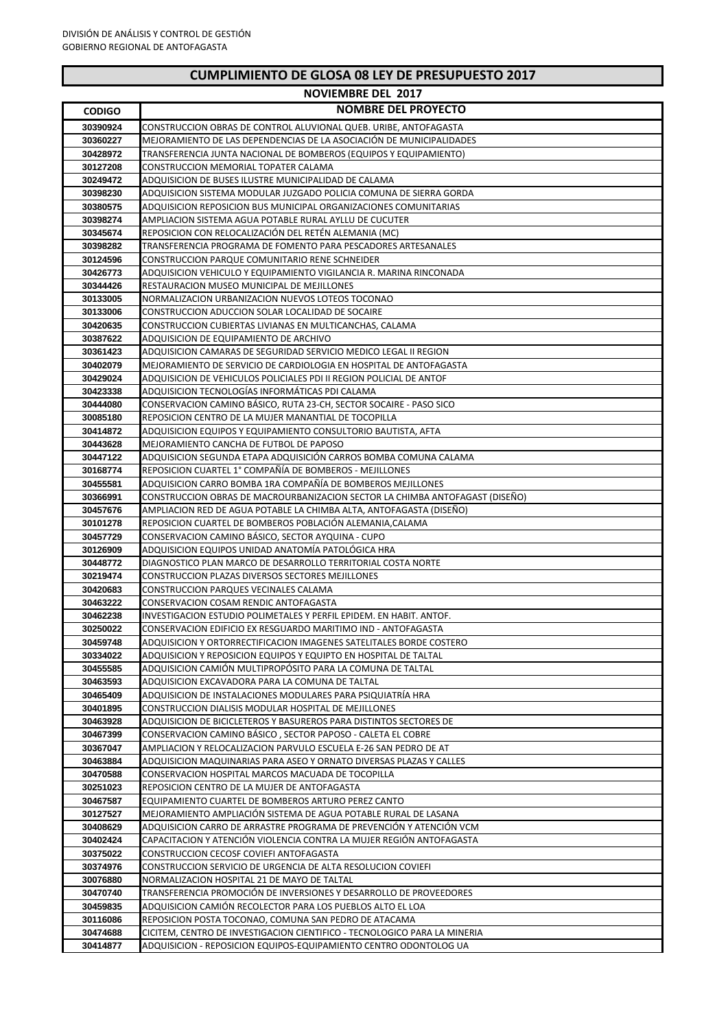DIVISIÓN DE ANÁLISIS Y CONTROL DE GESTIÓN
GOBIERNO REGIONAL DE ANTOFAGASTA

## CUMPLIMIENTO DE GLOSA 08 LEY DE PRESUPUESTO 2017

### NOVIEMBRE DEL 2017

| CODIGO | NOMBRE DEL PROYECTO |
|---|---|
| 30390924 | CONSTRUCCION OBRAS DE CONTROL ALUVIONAL QUEB. URIBE, ANTOFAGASTA |
| 30360227 | MEJORAMIENTO DE LAS DEPENDENCIAS DE LA ASOCIACIÓN DE MUNICIPALIDADES |
| 30428972 | TRANSFERENCIA JUNTA NACIONAL DE BOMBEROS (EQUIPOS Y EQUIPAMIENTO) |
| 30127208 | CONSTRUCCION MEMORIAL TOPATER CALAMA |
| 30249472 | ADQUISICION DE BUSES ILUSTRE MUNICIPALIDAD DE CALAMA |
| 30398230 | ADQUISICION SISTEMA MODULAR JUZGADO POLICIA COMUNA DE SIERRA GORDA |
| 30380575 | ADQUISICION REPOSICION BUS MUNICIPAL ORGANIZACIONES COMUNITARIAS |
| 30398274 | AMPLIACION SISTEMA AGUA POTABLE RURAL AYLLU DE CUCUTER |
| 30345674 | REPOSICION CON RELOCALIZACIÓN DEL RETÉN ALEMANIA (MC) |
| 30398282 | TRANSFERENCIA PROGRAMA DE FOMENTO PARA PESCADORES ARTESANALES |
| 30124596 | CONSTRUCCION PARQUE COMUNITARIO RENE SCHNEIDER |
| 30426773 | ADQUISICION VEHICULO Y EQUIPAMIENTO VIGILANCIA R. MARINA RINCONADA |
| 30344426 | RESTAURACION MUSEO MUNICIPAL DE MEJILLONES |
| 30133005 | NORMALIZACION URBANIZACION NUEVOS LOTEOS TOCONAO |
| 30133006 | CONSTRUCCION ADUCCION SOLAR LOCALIDAD DE SOCAIRE |
| 30420635 | CONSTRUCCION CUBIERTAS LIVIANAS EN MULTICANCHAS, CALAMA |
| 30387622 | ADQUISICION DE EQUIPAMIENTO DE ARCHIVO |
| 30361423 | ADQUISICION CAMARAS DE SEGURIDAD SERVICIO MEDICO LEGAL II REGION |
| 30402079 | MEJORAMIENTO DE SERVICIO DE CARDIOLOGIA EN HOSPITAL DE ANTOFAGASTA |
| 30429024 | ADQUISICION DE VEHICULOS POLICIALES PDI II REGION POLICIAL DE ANTOF |
| 30423338 | ADQUISICION TECNOLOGÍAS INFORMÁTICAS PDI CALAMA |
| 30444080 | CONSERVACION CAMINO BÁSICO, RUTA 23-CH, SECTOR SOCAIRE - PASO SICO |
| 30085180 | REPOSICION CENTRO DE LA MUJER MANANTIAL DE TOCOPILLA |
| 30414872 | ADQUISICION EQUIPOS Y EQUIPAMIENTO CONSULTORIO BAUTISTA, AFTA |
| 30443628 | MEJORAMIENTO CANCHA DE FUTBOL DE PAPOSO |
| 30447122 | ADQUISICION SEGUNDA ETAPA ADQUISICIÓN CARROS BOMBA COMUNA CALAMA |
| 30168774 | REPOSICION CUARTEL 1° COMPAÑÍA DE BOMBEROS - MEJILLONES |
| 30455581 | ADQUISICION CARRO BOMBA 1RA COMPAÑÍA DE BOMBEROS MEJILLONES |
| 30366991 | CONSTRUCCION OBRAS DE MACROURBANIZACION SECTOR LA CHIMBA ANTOFAGAST (DISEÑO) |
| 30457676 | AMPLIACION RED DE AGUA POTABLE LA CHIMBA ALTA, ANTOFAGASTA (DISEÑO) |
| 30101278 | REPOSICION CUARTEL DE BOMBEROS POBLACIÓN ALEMANIA,CALAMA |
| 30457729 | CONSERVACION CAMINO BÁSICO, SECTOR AYQUINA - CUPO |
| 30126909 | ADQUISICION EQUIPOS UNIDAD ANATOMÍA PATOLÓGICA HRA |
| 30448772 | DIAGNOSTICO PLAN MARCO DE DESARROLLO TERRITORIAL COSTA NORTE |
| 30219474 | CONSTRUCCION PLAZAS DIVERSOS SECTORES MEJILLONES |
| 30420683 | CONSTRUCCION PARQUES VECINALES CALAMA |
| 30463222 | CONSERVACION COSAM RENDIC ANTOFAGASTA |
| 30462238 | INVESTIGACION ESTUDIO POLIMETALES Y PERFIL EPIDEM. EN HABIT. ANTOF. |
| 30250022 | CONSERVACION EDIFICIO EX RESGUARDO MARITIMO IND - ANTOFAGASTA |
| 30459748 | ADQUISICION Y ORTORRECTIFICACION IMAGENES SATELITALES BORDE COSTERO |
| 30334022 | ADQUISICION Y REPOSICION EQUIPOS Y EQUIPTO EN HOSPITAL DE TALTAL |
| 30455585 | ADQUISICION CAMIÓN MULTIPROPÓSITO PARA LA COMUNA DE TALTAL |
| 30463593 | ADQUISICION EXCAVADORA PARA LA COMUNA DE TALTAL |
| 30465409 | ADQUISICION DE INSTALACIONES MODULARES PARA PSIQUIATRÍA HRA |
| 30401895 | CONSTRUCCION DIALISIS MODULAR HOSPITAL DE MEJILLONES |
| 30463928 | ADQUISICION DE BICICLETEROS Y BASUREROS PARA DISTINTOS SECTORES DE |
| 30467399 | CONSERVACION CAMINO BÁSICO , SECTOR PAPOSO - CALETA EL COBRE |
| 30367047 | AMPLIACION Y RELOCALIZACION PARVULO ESCUELA E-26 SAN PEDRO DE AT |
| 30463884 | ADQUISICION MAQUINARIAS PARA ASEO Y ORNATO DIVERSAS PLAZAS Y CALLES |
| 30470588 | CONSERVACION HOSPITAL MARCOS MACUADA DE TOCOPILLA |
| 30251023 | REPOSICION CENTRO DE LA MUJER DE ANTOFAGASTA |
| 30467587 | EQUIPAMIENTO CUARTEL DE BOMBEROS ARTURO PEREZ CANTO |
| 30127527 | MEJORAMIENTO AMPLIACIÓN SISTEMA DE AGUA POTABLE RURAL DE LASANA |
| 30408629 | ADQUISICION CARRO DE ARRASTRE PROGRAMA DE PREVENCIÓN Y ATENCIÓN VCM |
| 30402424 | CAPACITACION Y ATENCIÓN VIOLENCIA CONTRA LA MUJER REGIÓN ANTOFAGASTA |
| 30375022 | CONSTRUCCION CECOSF COVIEFI ANTOFAGASTA |
| 30374976 | CONSTRUCCION SERVICIO DE URGENCIA DE ALTA RESOLUCION COVIEFI |
| 30076880 | NORMALIZACION HOSPITAL 21 DE MAYO DE TALTAL |
| 30470740 | TRANSFERENCIA PROMOCIÓN DE INVERSIONES Y DESARROLLO DE PROVEEDORES |
| 30459835 | ADQUISICION CAMIÓN RECOLECTOR PARA LOS PUEBLOS ALTO EL LOA |
| 30116086 | REPOSICION POSTA TOCONAO, COMUNA SAN PEDRO DE ATACAMA |
| 30474688 | CICITEM, CENTRO DE INVESTIGACION CIENTIFICO - TECNOLOGICO PARA LA MINERIA |
| 30414877 | ADQUISICION - REPOSICION EQUIPOS-EQUIPAMIENTO CENTRO ODONTOLOG UA |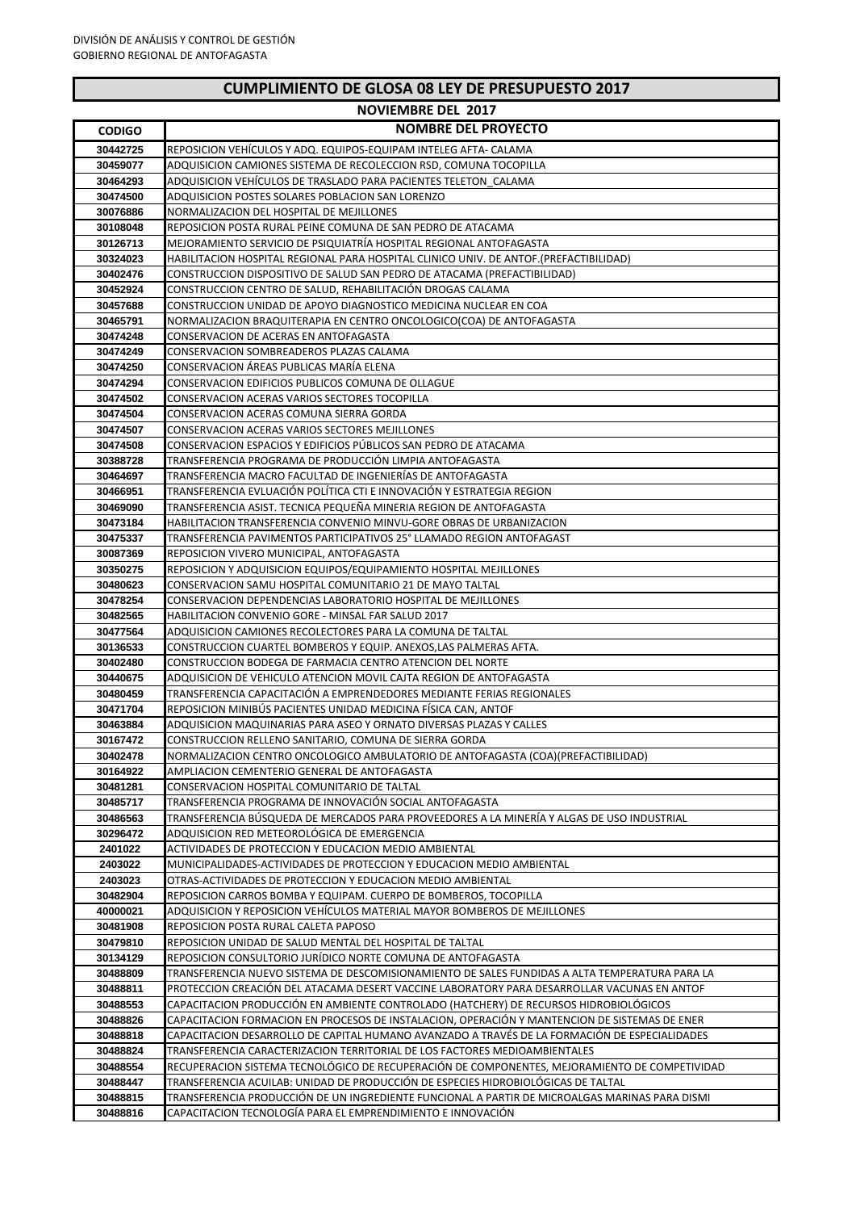DIVISIÓN DE ANÁLISIS Y CONTROL DE GESTIÓN
GOBIERNO REGIONAL DE ANTOFAGASTA

## CUMPLIMIENTO DE GLOSA 08 LEY DE PRESUPUESTO 2017

### NOVIEMBRE DEL 2017

| CODIGO | NOMBRE DEL PROYECTO |
|---|---|
| 30442725 | REPOSICION VEHÍCULOS Y ADQ. EQUIPOS-EQUIPAM INTELEG AFTA- CALAMA |
| 30459077 | ADQUISICION CAMIONES SISTEMA DE RECOLECCION RSD, COMUNA TOCOPILLA |
| 30464293 | ADQUISICION VEHÍCULOS DE TRASLADO PARA PACIENTES TELETON_CALAMA |
| 30474500 | ADQUISICION POSTES SOLARES POBLACION SAN LORENZO |
| 30076886 | NORMALIZACION DEL HOSPITAL DE MEJILLONES |
| 30108048 | REPOSICION POSTA RURAL PEINE COMUNA DE SAN PEDRO DE ATACAMA |
| 30126713 | MEJORAMIENTO SERVICIO DE PSIQUIATRÍA HOSPITAL REGIONAL ANTOFAGASTA |
| 30324023 | HABILITACION HOSPITAL REGIONAL PARA HOSPITAL CLINICO UNIV. DE ANTOF.(PREFACTIBILIDAD) |
| 30402476 | CONSTRUCCION DISPOSITIVO DE SALUD SAN PEDRO DE ATACAMA (PREFACTIBILIDAD) |
| 30452924 | CONSTRUCCION CENTRO DE SALUD, REHABILITACIÓN DROGAS CALAMA |
| 30457688 | CONSTRUCCION UNIDAD DE APOYO DIAGNOSTICO MEDICINA NUCLEAR EN COA |
| 30465791 | NORMALIZACION BRAQUITERAPIA EN CENTRO ONCOLOGICO(COA) DE ANTOFAGASTA |
| 30474248 | CONSERVACION DE ACERAS EN ANTOFAGASTA |
| 30474249 | CONSERVACION SOMBREADEROS PLAZAS CALAMA |
| 30474250 | CONSERVACION ÁREAS PUBLICAS MARÍA ELENA |
| 30474294 | CONSERVACION EDIFICIOS PUBLICOS COMUNA DE OLLAGUE |
| 30474502 | CONSERVACION ACERAS VARIOS SECTORES TOCOPILLA |
| 30474504 | CONSERVACION ACERAS COMUNA SIERRA GORDA |
| 30474507 | CONSERVACION ACERAS VARIOS SECTORES MEJILLONES |
| 30474508 | CONSERVACION ESPACIOS Y EDIFICIOS PÚBLICOS SAN PEDRO DE ATACAMA |
| 30388728 | TRANSFERENCIA PROGRAMA DE PRODUCCIÓN LIMPIA ANTOFAGASTA |
| 30464697 | TRANSFERENCIA MACRO FACULTAD DE INGENIERÍAS DE ANTOFAGASTA |
| 30466951 | TRANSFERENCIA EVLUACIÓN POLÍTICA CTI E INNOVACIÓN Y ESTRATEGIA REGION |
| 30469090 | TRANSFERENCIA ASIST. TECNICA PEQUEÑA MINERIA REGION DE ANTOFAGASTA |
| 30473184 | HABILITACION TRANSFERENCIA CONVENIO MINVU-GORE OBRAS DE URBANIZACION |
| 30475337 | TRANSFERENCIA PAVIMENTOS PARTICIPATIVOS 25° LLAMADO REGION ANTOFAGAST |
| 30087369 | REPOSICION VIVERO MUNICIPAL, ANTOFAGASTA |
| 30350275 | REPOSICION Y ADQUISICION EQUIPOS/EQUIPAMIENTO HOSPITAL MEJILLONES |
| 30480623 | CONSERVACION SAMU HOSPITAL COMUNITARIO 21 DE MAYO TALTAL |
| 30478254 | CONSERVACION DEPENDENCIAS LABORATORIO HOSPITAL DE MEJILLONES |
| 30482565 | HABILITACION CONVENIO GORE - MINSAL FAR SALUD 2017 |
| 30477564 | ADQUISICION CAMIONES RECOLECTORES PARA LA COMUNA DE TALTAL |
| 30136533 | CONSTRUCCION CUARTEL BOMBEROS Y EQUIP. ANEXOS,LAS PALMERAS AFTA. |
| 30402480 | CONSTRUCCION BODEGA DE FARMACIA CENTRO ATENCION DEL NORTE |
| 30440675 | ADQUISICION DE VEHICULO ATENCION MOVIL CAJTA REGION DE ANTOFAGASTA |
| 30480459 | TRANSFERENCIA CAPACITACIÓN A EMPRENDEDORES MEDIANTE FERIAS REGIONALES |
| 30471704 | REPOSICION MINIBÚS PACIENTES UNIDAD MEDICINA FÍSICA CAN, ANTOF |
| 30463884 | ADQUISICION MAQUINARIAS PARA ASEO Y ORNATO DIVERSAS PLAZAS Y CALLES |
| 30167472 | CONSTRUCCION RELLENO SANITARIO, COMUNA DE SIERRA GORDA |
| 30402478 | NORMALIZACION CENTRO ONCOLOGICO AMBULATORIO DE ANTOFAGASTA (COA)(PREFACTIBILIDAD) |
| 30164922 | AMPLIACION CEMENTERIO GENERAL DE ANTOFAGASTA |
| 30481281 | CONSERVACION HOSPITAL COMUNITARIO DE TALTAL |
| 30485717 | TRANSFERENCIA PROGRAMA DE INNOVACIÓN SOCIAL ANTOFAGASTA |
| 30486563 | TRANSFERENCIA BÚSQUEDA DE MERCADOS PARA PROVEEDORES A LA MINERÍA Y ALGAS DE USO INDUSTRIAL |
| 30296472 | ADQUISICION RED METEOROLÓGICA DE EMERGENCIA |
| 2401022 | ACTIVIDADES DE PROTECCION Y EDUCACION MEDIO AMBIENTAL |
| 2403022 | MUNICIPALIDADES-ACTIVIDADES DE PROTECCION Y EDUCACION MEDIO AMBIENTAL |
| 2403023 | OTRAS-ACTIVIDADES DE PROTECCION Y EDUCACION MEDIO AMBIENTAL |
| 30482904 | REPOSICION CARROS BOMBA Y EQUIPAM. CUERPO DE BOMBEROS, TOCOPILLA |
| 40000021 | ADQUISICION Y REPOSICION VEHÍCULOS MATERIAL MAYOR BOMBEROS DE MEJILLONES |
| 30481908 | REPOSICION POSTA RURAL CALETA PAPOSO |
| 30479810 | REPOSICION UNIDAD DE SALUD MENTAL DEL HOSPITAL DE TALTAL |
| 30134129 | REPOSICION CONSULTORIO JURÍDICO NORTE COMUNA DE ANTOFAGASTA |
| 30488809 | TRANSFERENCIA NUEVO SISTEMA DE DESCOMISIONAMIENTO DE SALES FUNDIDAS A ALTA TEMPERATURA PARA LA |
| 30488811 | PROTECCION CREACIÓN DEL ATACAMA DESERT VACCINE LABORATORY PARA DESARROLLAR VACUNAS EN ANTOF |
| 30488553 | CAPACITACION PRODUCCIÓN EN AMBIENTE CONTROLADO (HATCHERY) DE RECURSOS HIDROBIOLÓGICOS |
| 30488826 | CAPACITACION FORMACION EN PROCESOS DE INSTALACION, OPERACIÓN Y MANTENCION DE SISTEMAS DE ENER |
| 30488818 | CAPACITACION DESARROLLO DE CAPITAL HUMANO AVANZADO A TRAVÉS DE LA FORMACIÓN DE ESPECIALIDADES |
| 30488824 | TRANSFERENCIA CARACTERIZACION TERRITORIAL DE LOS FACTORES MEDIOAMBIENTALES |
| 30488554 | RECUPERACION SISTEMA TECNOLÓGICO DE RECUPERACIÓN DE COMPONENTES, MEJORAMIENTO DE COMPETIVIDAD |
| 30488447 | TRANSFERENCIA ACUILAB: UNIDAD DE PRODUCCIÓN DE ESPECIES HIDROBIOLÓGICAS DE TALTAL |
| 30488815 | TRANSFERENCIA PRODUCCIÓN DE UN INGREDIENTE FUNCIONAL A PARTIR DE MICROALGAS MARINAS PARA DISMI |
| 30488816 | CAPACITACION TECNOLOGÍA PARA EL EMPRENDIMIENTO E INNOVACIÓN |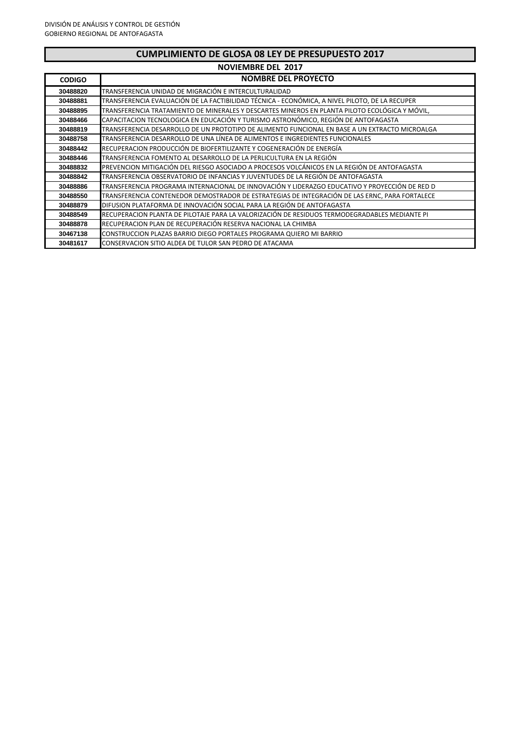DIVISIÓN DE ANÁLISIS Y CONTROL DE GESTIÓN
GOBIERNO REGIONAL DE ANTOFAGASTA

# CUMPLIMIENTO DE GLOSA 08 LEY DE PRESUPUESTO 2017

## NOVIEMBRE DEL 2017

| CODIGO | NOMBRE DEL PROYECTO |
|---|---|
| 30488820 | TRANSFERENCIA UNIDAD DE MIGRACIÓN E INTERCULTURALIDAD |
| 30488881 | TRANSFERENCIA EVALUACIÓN DE LA FACTIBILIDAD TÉCNICA - ECONÓMICA, A NIVEL PILOTO, DE LA RECUPER |
| 30488895 | TRANSFERENCIA TRATAMIENTO DE MINERALES Y DESCARTES MINEROS EN PLANTA PILOTO ECOLÓGICA Y MÓVIL, |
| 30488466 | CAPACITACION TECNOLOGICA EN EDUCACIÓN Y TURISMO ASTRONÓMICO, REGIÓN DE ANTOFAGASTA |
| 30488819 | TRANSFERENCIA DESARROLLO DE UN PROTOTIPO DE ALIMENTO FUNCIONAL EN BASE A UN EXTRACTO MICROALGA |
| 30488758 | TRANSFERENCIA DESARROLLO DE UNA LÍNEA DE ALIMENTOS E INGREDIENTES FUNCIONALES |
| 30488442 | RECUPERACION PRODUCCIÓN DE BIOFERTILIZANTE Y COGENERACIÓN DE ENERGÍA |
| 30488446 | TRANSFERENCIA FOMENTO AL DESARROLLO DE LA PERLICULTURA EN LA REGIÓN |
| 30488832 | PREVENCION MITIGACIÓN DEL RIESGO ASOCIADO A PROCESOS VOLCÁNICOS EN LA REGIÓN DE ANTOFAGASTA |
| 30488842 | TRANSFERENCIA OBSERVATORIO DE INFANCIAS Y JUVENTUDES DE LA REGIÓN DE ANTOFAGASTA |
| 30488886 | TRANSFERENCIA PROGRAMA INTERNACIONAL DE INNOVACIÓN Y LIDERAZGO EDUCATIVO Y PROYECCIÓN DE RED D |
| 30488550 | TRANSFERENCIA CONTENEDOR DEMOSTRADOR DE ESTRATEGIAS DE INTEGRACIÓN DE LAS ERNC, PARA FORTALECE |
| 30488879 | DIFUSION PLATAFORMA DE INNOVACIÓN SOCIAL PARA LA REGIÓN DE ANTOFAGASTA |
| 30488549 | RECUPERACION PLANTA DE PILOTAJE PARA LA VALORIZACIÓN DE RESIDUOS TERMODEGRADABLES MEDIANTE PI |
| 30488878 | RECUPERACION PLAN DE RECUPERACIÓN RESERVA NACIONAL LA CHIMBA |
| 30467138 | CONSTRUCCION PLAZAS BARRIO DIEGO PORTALES PROGRAMA QUIERO MI BARRIO |
| 30481617 | CONSERVACION SITIO ALDEA DE TULOR SAN PEDRO DE ATACAMA |